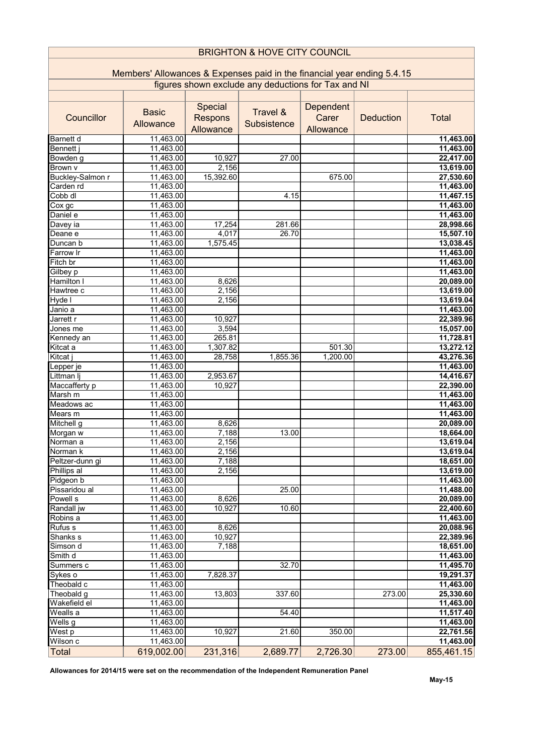# BRIGHTON & HOVE CITY COUNCIL

## Members' Allowances & Expenses paid in the financial year ending 5.4.15

figures shown exclude any deductions for Tax and NI

| Councillor | Basic Allowance | Special Respons Allowance | Travel & Subsistence | Dependent Carer Allowance | Deduction | Total |
|---|---|---|---|---|---|---|
| Barnett d | 11,463.00 | | | | | **11,463.00** |
| Bennett j | 11,463.00 | | | | | **11,463.00** |
| Bowden g | 11,463.00 | 10,927 | 27.00 | | | **22,417.00** |
| Brown v | 11,463.00 | 2,156 | | | | **13,619.00** |
| Buckley-Salmon r | 11,463.00 | 15,392.60 | | 675.00 | | **27,530.60** |
| Carden rd | 11,463.00 | | | | | **11,463.00** |
| Cobb dl | 11,463.00 | | 4.15 | | | **11,467.15** |
| Cox gc | 11,463.00 | | | | | **11,463.00** |
| Daniel e | 11,463.00 | | | | | **11,463.00** |
| Davey ia | 11,463.00 | 17,254 | 281.66 | | | **28,998.66** |
| Deane e | 11,463.00 | 4,017 | 26.70 | | | **15,507.10** |
| Duncan b | 11,463.00 | 1,575.45 | | | | **13,038.45** |
| Farrow lr | 11,463.00 | | | | | **11,463.00** |
| Fitch br | 11,463.00 | | | | | **11,463.00** |
| Gilbey p | 11,463.00 | | | | | **11,463.00** |
| Hamilton l | 11,463.00 | 8,626 | | | | **20,089.00** |
| Hawtree c | 11,463.00 | 2,156 | | | | **13,619.00** |
| Hyde l | 11,463.00 | 2,156 | | | | **13,619.04** |
| Janio a | 11,463.00 | | | | | **11,463.00** |
| Jarrett r | 11,463.00 | 10,927 | | | | **22,389.96** |
| Jones me | 11,463.00 | 3,594 | | | | **15,057.00** |
| Kennedy an | 11,463.00 | 265.81 | | | | **11,728.81** |
| Kitcat a | 11,463.00 | 1,307.82 | | 501.30 | | **13,272.12** |
| Kitcat j | 11,463.00 | 28,758 | 1,855.36 | 1,200.00 | | **43,276.36** |
| Lepper je | 11,463.00 | | | | | **11,463.00** |
| Littman lj | 11,463.00 | 2,953.67 | | | | **14,416.67** |
| Maccafferty p | 11,463.00 | 10,927 | | | | **22,390.00** |
| Marsh m | 11,463.00 | | | | | **11,463.00** |
| Meadows ac | 11,463.00 | | | | | **11,463.00** |
| Mears m | 11,463.00 | | | | | **11,463.00** |
| Mitchell g | 11,463.00 | 8,626 | | | | **20,089.00** |
| Morgan w | 11,463.00 | 7,188 | 13.00 | | | **18,664.00** |
| Norman a | 11,463.00 | 2,156 | | | | **13,619.04** |
| Norman k | 11,463.00 | 2,156 | | | | **13,619.04** |
| Peltzer-dunn gi | 11,463.00 | 7,188 | | | | **18,651.00** |
| Phillips al | 11,463.00 | 2,156 | | | | **13,619.00** |
| Pidgeon b | 11,463.00 | | | | | **11,463.00** |
| Pissaridou al | 11,463.00 | | 25.00 | | | **11,488.00** |
| Powell s | 11,463.00 | 8,626 | | | | **20,089.00** |
| Randall jw | 11,463.00 | 10,927 | 10.60 | | | **22,400.60** |
| Robins a | 11,463.00 | | | | | **11,463.00** |
| Rufus s | 11,463.00 | 8,626 | | | | **20,088.96** |
| Shanks s | 11,463.00 | 10,927 | | | | **22,389.96** |
| Simson d | 11,463.00 | 7,188 | | | | **18,651.00** |
| Smith d | 11,463.00 | | | | | **11,463.00** |
| Summers c | 11,463.00 | | 32.70 | | | **11,495.70** |
| Sykes o | 11,463.00 | 7,828.37 | | | | **19,291.37** |
| Theobald c | 11,463.00 | | | | | **11,463.00** |
| Theobald g | 11,463.00 | 13,803 | 337.60 | | 273.00 | **25,330.60** |
| Wakefield el | 11,463.00 | | | | | **11,463.00** |
| Wealls a | 11,463.00 | | 54.40 | | | **11,517.40** |
| Wells g | 11,463.00 | | | | | **11,463.00** |
| West p | 11,463.00 | 10,927 | 21.60 | 350.00 | | **22,761.56** |
| Wilson c | 11,463.00 | | | | | **11,463.00** |
| Total | 619,002.00 | 231,316 | 2,689.77 | 2,726.30 | 273.00 | 855,461.15 |

**Allowances for 2014/15 were set on the recommendation of the Independent Remuneration Panel**

**May-15**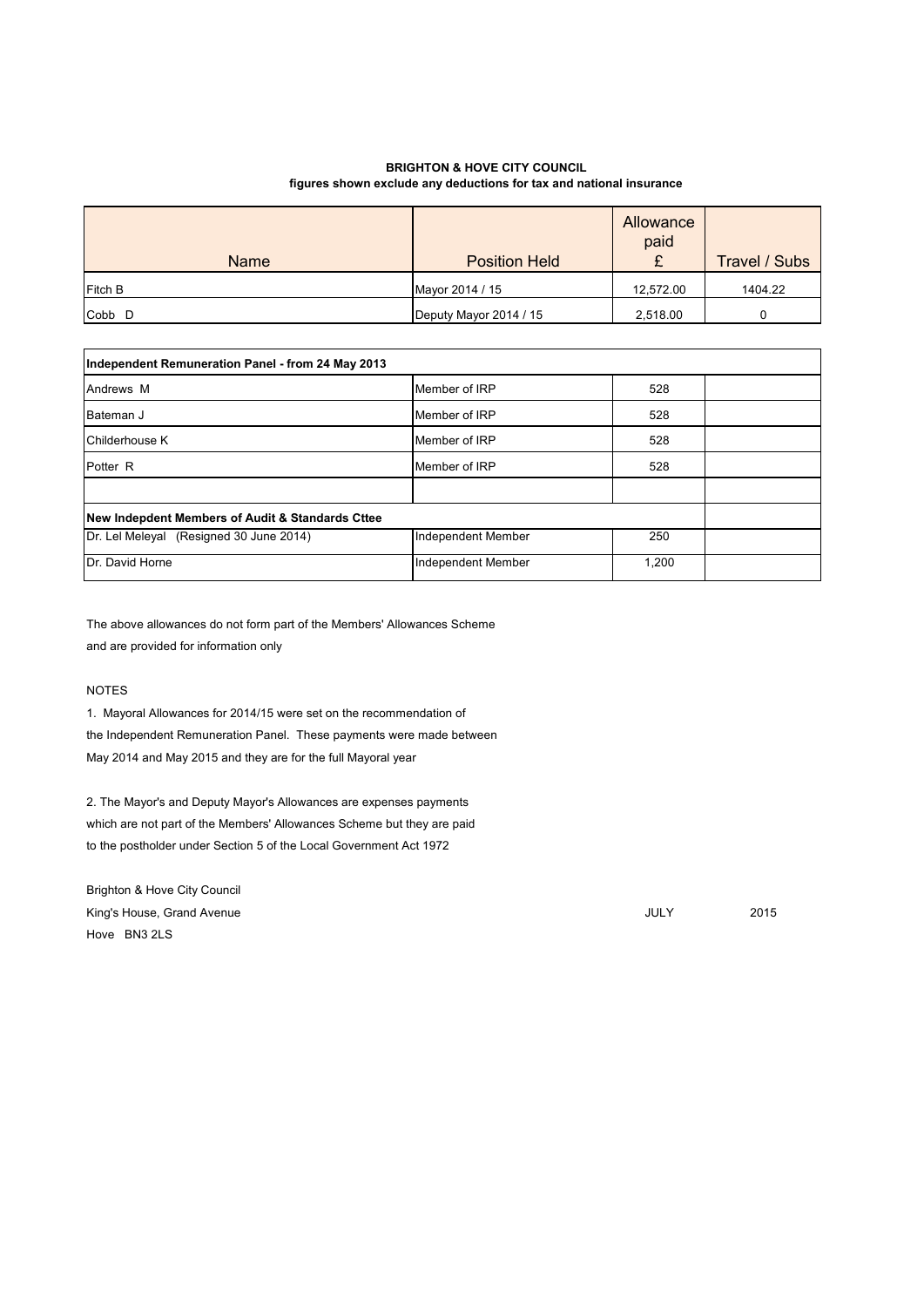**BRIGHTON & HOVE CITY COUNCIL**
**figures shown exclude any deductions for tax and national insurance**

| Name | Position Held | Allowance paid £ | Travel / Subs |
|---|---|---|---|
| Fitch B | Mayor 2014 / 15 | 12,572.00 | 1404.22 |
| Cobb D | Deputy Mayor 2014 / 15 | 2,518.00 | 0 |

| | | | |
|---|---|---|---|
| **Independent Remuneration Panel - from 24 May 2013** | | | |
| Andrews M | Member of IRP | 528 | |
| Bateman J | Member of IRP | 528 | |
| Childerhouse K | Member of IRP | 528 | |
| Potter R | Member of IRP | 528 | |
| | | | |
| **New Indepdent Members of Audit & Standards Cttee** | | | |
| Dr. Lel Meleyal (Resigned 30 June 2014) | Independent Member | 250 | |
| Dr. David Horne | Independent Member | 1,200 | |

The above allowances do not form part of the Members' Allowances Scheme
and are provided for information only

NOTES

1. Mayoral Allowances for 2014/15 were set on the recommendation of the Independent Remuneration Panel. These payments were made between May 2014 and May 2015 and they are for the full Mayoral year

2. The Mayor's and Deputy Mayor's Allowances are expenses payments which are not part of the Members' Allowances Scheme but they are paid to the postholder under Section 5 of the Local Government Act 1972

Brighton & Hove City Council
King's House, Grand Avenue
Hove BN3 2LS

JULY 2015